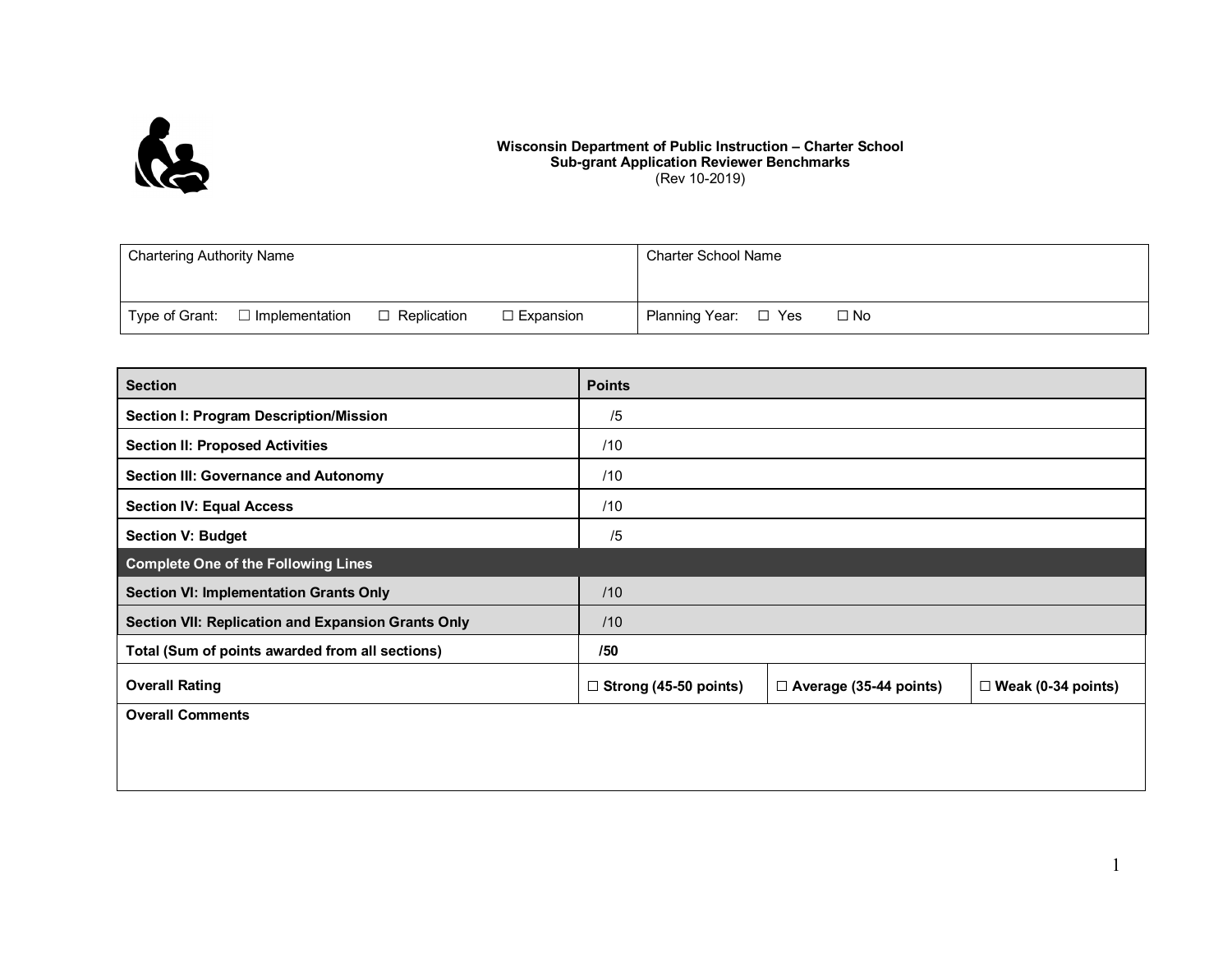**Wisconsin Department of Public Instruction – Charter School Sub-grant Application Reviewer Benchmarks**
(Rev 10-2019)

| Chartering Authority Name | Charter School Name |
|---|---|
| Type of Grant: ☐ Implementation ☐ Replication ☐ Expansion | Planning Year: ☐ Yes ☐ No |

| Section | Points | | |
|---|---|---|---|
| **Section I: Program Description/Mission** | /5 | | |
| **Section II: Proposed Activities** | /10 | | |
| **Section III: Governance and Autonomy** | /10 | | |
| **Section IV: Equal Access** | /10 | | |
| **Section V: Budget** | /5 | | |
| **Complete One of the Following Lines** | | | |
| **Section VI: Implementation Grants Only** | /10 | | |
| **Section VII: Replication and Expansion Grants Only** | /10 | | |
| **Total (Sum of points awarded from all sections)** | **/50** | | |
| **Overall Rating** | ☐ **Strong (45-50 points)** | ☐ **Average (35-44 points)** | ☐ **Weak (0-34 points)** |
| **Overall Comments** | | | |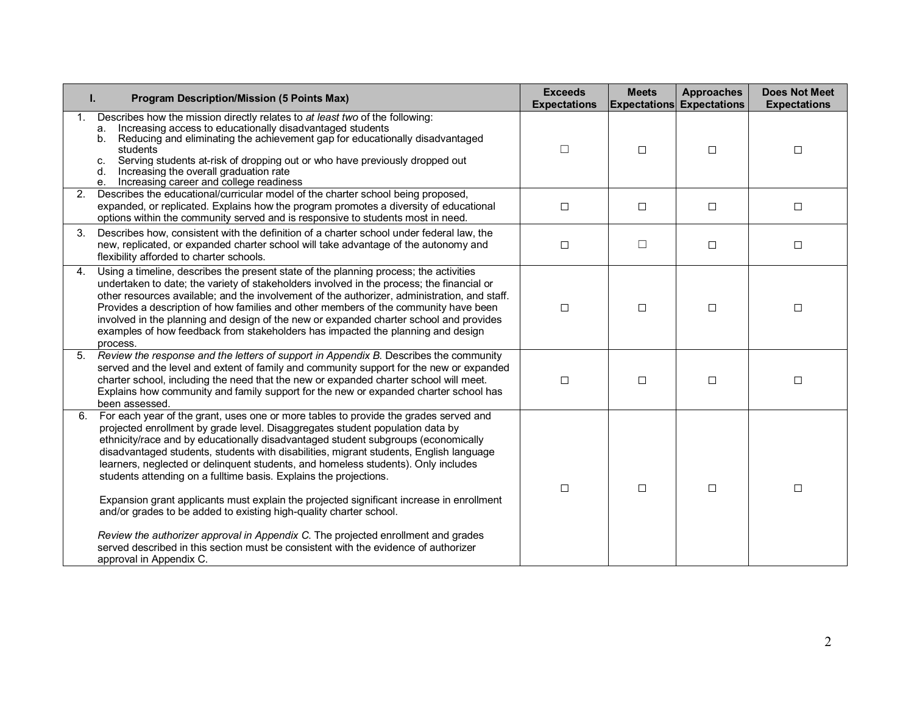| I. Program Description/Mission (5 Points Max) | Exceeds Expectations | Meets Expectations | Approaches Expectations | Does Not Meet Expectations |
|---|---|---|---|---|
| 1. Describes how the mission directly relates to *at least two* of the following:<br>a. Increasing access to educationally disadvantaged students<br>b. Reducing and eliminating the achievement gap for educationally disadvantaged students<br>c. Serving students at-risk of dropping out or who have previously dropped out<br>d. Increasing the overall graduation rate<br>e. Increasing career and college readiness | ☐ | ☐ | ☐ | ☐ |
| 2. Describes the educational/curricular model of the charter school being proposed, expanded, or replicated. Explains how the program promotes a diversity of educational options within the community served and is responsive to students most in need. | ☐ | ☐ | ☐ | ☐ |
| 3. Describes how, consistent with the definition of a charter school under federal law, the new, replicated, or expanded charter school will take advantage of the autonomy and flexibility afforded to charter schools. | ☐ | ☐ | ☐ | ☐ |
| 4. Using a timeline, describes the present state of the planning process; the activities undertaken to date; the variety of stakeholders involved in the process; the financial or other resources available; and the involvement of the authorizer, administration, and staff. Provides a description of how families and other members of the community have been involved in the planning and design of the new or expanded charter school and provides examples of how feedback from stakeholders has impacted the planning and design process. | ☐ | ☐ | ☐ | ☐ |
| 5. *Review the response and the letters of support in Appendix B.* Describes the community served and the level and extent of family and community support for the new or expanded charter school, including the need that the new or expanded charter school will meet. Explains how community and family support for the new or expanded charter school has been assessed. | ☐ | ☐ | ☐ | ☐ |
| 6. For each year of the grant, uses one or more tables to provide the grades served and projected enrollment by grade level. Disaggregates student population data by ethnicity/race and by educationally disadvantaged student subgroups (economically disadvantaged students, students with disabilities, migrant students, English language learners, neglected or delinquent students, and homeless students). Only includes students attending on a fulltime basis. Explains the projections.<br><br>Expansion grant applicants must explain the projected significant increase in enrollment and/or grades to be added to existing high-quality charter school.<br><br>*Review the authorizer approval in Appendix C.* The projected enrollment and grades served described in this section must be consistent with the evidence of authorizer approval in Appendix C. | ☐ | ☐ | ☐ | ☐ |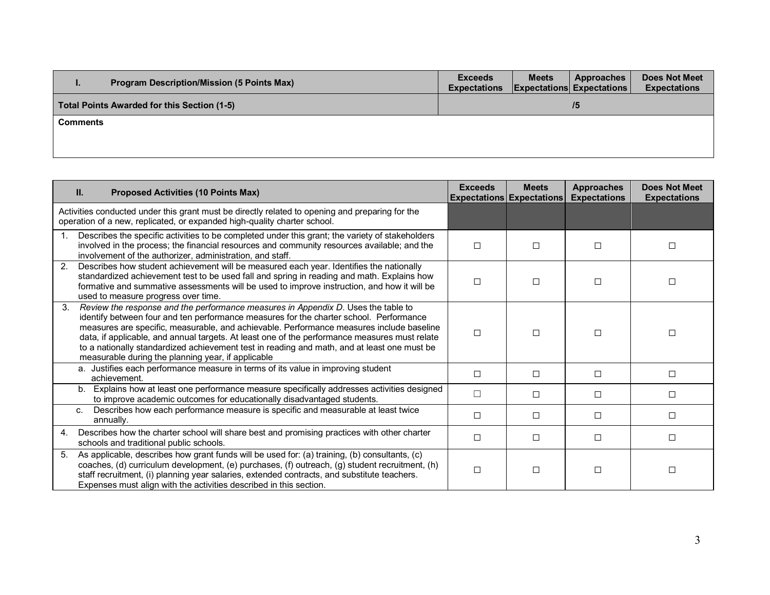| I. Program Description/Mission (5 Points Max) | Exceeds Expectations | Meets Expectations | Approaches Expectations | Does Not Meet Expectations |
|---|---|---|---|---|
| **Total Points Awarded for this Section (1-5)** | **/5** | | | |
| **Comments** | | | | |

| II. Proposed Activities (10 Points Max) | Exceeds Expectations | Meets Expectations | Approaches Expectations | Does Not Meet Expectations |
|---|---|---|---|---|
| Activities conducted under this grant must be directly related to opening and preparing for the operation of a new, replicated, or expanded high-quality charter school. | | | | |
| 1. Describes the specific activities to be completed under this grant; the variety of stakeholders involved in the process; the financial resources and community resources available; and the involvement of the authorizer, administration, and staff. | ☐ | ☐ | ☐ | ☐ |
| 2. Describes how student achievement will be measured each year. Identifies the nationally standardized achievement test to be used fall and spring in reading and math. Explains how formative and summative assessments will be used to improve instruction, and how it will be used to measure progress over time. | ☐ | ☐ | ☐ | ☐ |
| 3. *Review the response and the performance measures in Appendix D*. Uses the table to identify between four and ten performance measures for the charter school. Performance measures are specific, measurable, and achievable. Performance measures include baseline data, if applicable, and annual targets. At least one of the performance measures must relate to a nationally standardized achievement test in reading and math, and at least one must be measurable during the planning year, if applicable | ☐ | ☐ | ☐ | ☐ |
| a. Justifies each performance measure in terms of its value in improving student achievement. | ☐ | ☐ | ☐ | ☐ |
| b. Explains how at least one performance measure specifically addresses activities designed to improve academic outcomes for educationally disadvantaged students. | ☐ | ☐ | ☐ | ☐ |
| c. Describes how each performance measure is specific and measurable at least twice annually. | ☐ | ☐ | ☐ | ☐ |
| 4. Describes how the charter school will share best and promising practices with other charter schools and traditional public schools. | ☐ | ☐ | ☐ | ☐ |
| 5. As applicable, describes how grant funds will be used for: (a) training, (b) consultants, (c) coaches, (d) curriculum development, (e) purchases, (f) outreach, (g) student recruitment, (h) staff recruitment, (i) planning year salaries, extended contracts, and substitute teachers. Expenses must align with the activities described in this section. | ☐ | ☐ | ☐ | ☐ |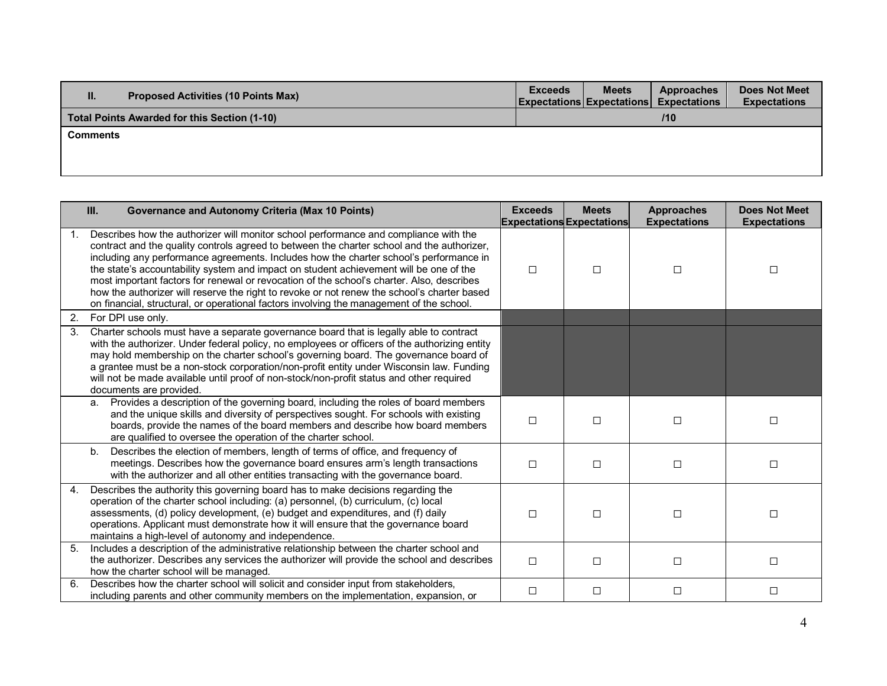| II. Proposed Activities (10 Points Max) | Exceeds Expectations | Meets Expectations | Approaches Expectations | Does Not Meet Expectations |
|---|---|---|---|---|
| **Total Points Awarded for this Section (1-10)** | | /10 | | |
| **Comments** | | | | |

| III. Governance and Autonomy Criteria (Max 10 Points) | Exceeds Expectations | Meets Expectations | Approaches Expectations | Does Not Meet Expectations |
|---|---|---|---|---|
| 1. Describes how the authorizer will monitor school performance and compliance with the contract and the quality controls agreed to between the charter school and the authorizer, including any performance agreements. Includes how the charter school's performance in the state's accountability system and impact on student achievement will be one of the most important factors for renewal or revocation of the school's charter. Also, describes how the authorizer will reserve the right to revoke or not renew the school's charter based on financial, structural, or operational factors involving the management of the school. | ☐ | ☐ | ☐ | ☐ |
| 2. For DPI use only. | | | | |
| 3. Charter schools must have a separate governance board that is legally able to contract with the authorizer. Under federal policy, no employees or officers of the authorizing entity may hold membership on the charter school's governing board. The governance board of a grantee must be a non-stock corporation/non-profit entity under Wisconsin law. Funding will not be made available until proof of non-stock/non-profit status and other required documents are provided. | | | | |
| a. Provides a description of the governing board, including the roles of board members and the unique skills and diversity of perspectives sought. For schools with existing boards, provide the names of the board members and describe how board members are qualified to oversee the operation of the charter school. | ☐ | ☐ | ☐ | ☐ |
| b. Describes the election of members, length of terms of office, and frequency of meetings. Describes how the governance board ensures arm's length transactions with the authorizer and all other entities transacting with the governance board. | ☐ | ☐ | ☐ | ☐ |
| 4. Describes the authority this governing board has to make decisions regarding the operation of the charter school including: (a) personnel, (b) curriculum, (c) local assessments, (d) policy development, (e) budget and expenditures, and (f) daily operations. Applicant must demonstrate how it will ensure that the governance board maintains a high-level of autonomy and independence. | ☐ | ☐ | ☐ | ☐ |
| 5. Includes a description of the administrative relationship between the charter school and the authorizer. Describes any services the authorizer will provide the school and describes how the charter school will be managed. | ☐ | ☐ | ☐ | ☐ |
| 6. Describes how the charter school will solicit and consider input from stakeholders, including parents and other community members on the implementation, expansion, or | ☐ | ☐ | ☐ | ☐ |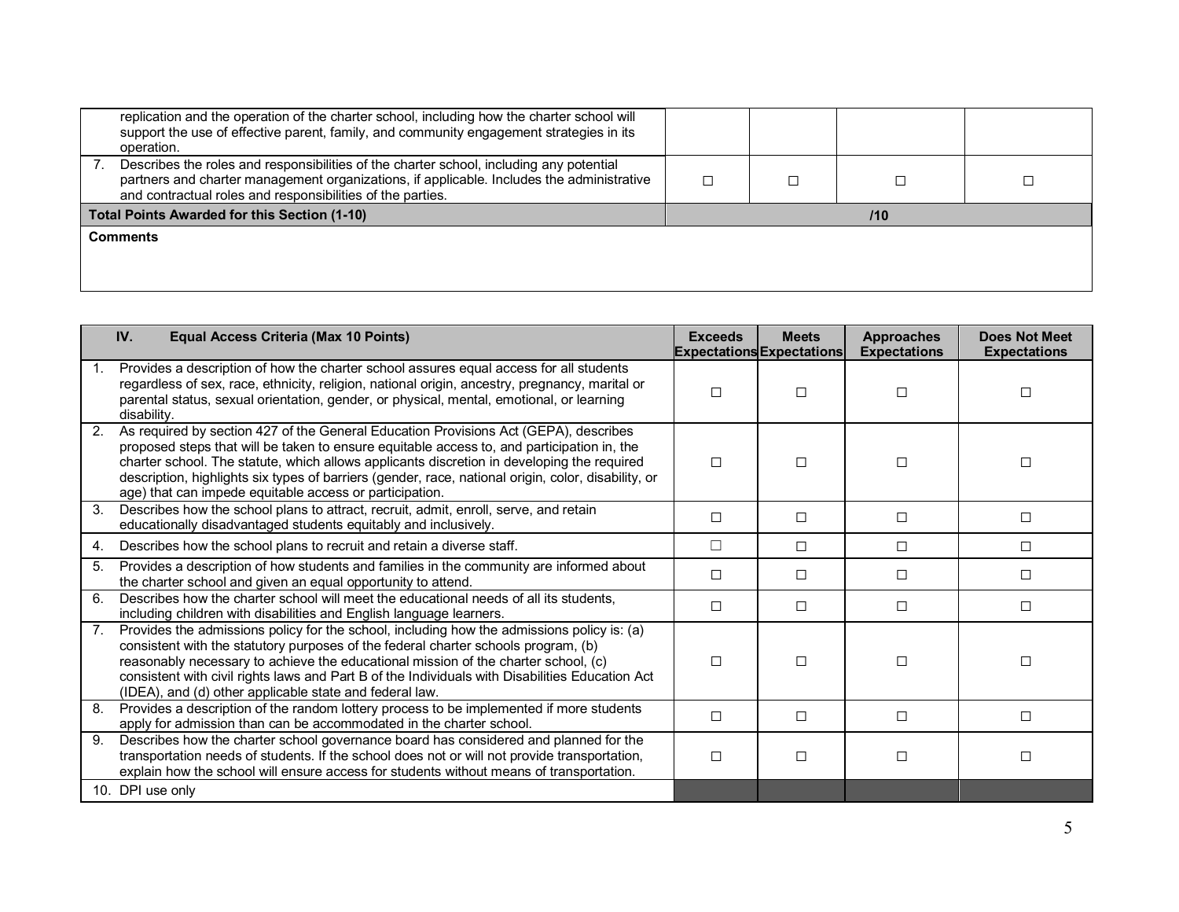| | | | | |
|---|---|---|---|---|
| replication and the operation of the charter school, including how the charter school will support the use of effective parent, family, and community engagement strategies in its operation. | | | | |
| 7. Describes the roles and responsibilities of the charter school, including any potential partners and charter management organizations, if applicable. Includes the administrative and contractual roles and responsibilities of the parties. | ☐ | ☐ | ☐ | ☐ |
| **Total Points Awarded for this Section (1-10)** | **/10** | | | |
| **Comments** | | | | |

| IV. Equal Access Criteria (Max 10 Points) | Exceeds Expectations | Meets Expectations | Approaches Expectations | Does Not Meet Expectations |
|---|---|---|---|---|
| 1. Provides a description of how the charter school assures equal access for all students regardless of sex, race, ethnicity, religion, national origin, ancestry, pregnancy, marital or parental status, sexual orientation, gender, or physical, mental, emotional, or learning disability. | ☐ | ☐ | ☐ | ☐ |
| 2. As required by section 427 of the General Education Provisions Act (GEPA), describes proposed steps that will be taken to ensure equitable access to, and participation in, the charter school. The statute, which allows applicants discretion in developing the required description, highlights six types of barriers (gender, race, national origin, color, disability, or age) that can impede equitable access or participation. | ☐ | ☐ | ☐ | ☐ |
| 3. Describes how the school plans to attract, recruit, admit, enroll, serve, and retain educationally disadvantaged students equitably and inclusively. | ☐ | ☐ | ☐ | ☐ |
| 4. Describes how the school plans to recruit and retain a diverse staff. | ☐ | ☐ | ☐ | ☐ |
| 5. Provides a description of how students and families in the community are informed about the charter school and given an equal opportunity to attend. | ☐ | ☐ | ☐ | ☐ |
| 6. Describes how the charter school will meet the educational needs of all its students, including children with disabilities and English language learners. | ☐ | ☐ | ☐ | ☐ |
| 7. Provides the admissions policy for the school, including how the admissions policy is: (a) consistent with the statutory purposes of the federal charter schools program, (b) reasonably necessary to achieve the educational mission of the charter school, (c) consistent with civil rights laws and Part B of the Individuals with Disabilities Education Act (IDEA), and (d) other applicable state and federal law. | ☐ | ☐ | ☐ | ☐ |
| 8. Provides a description of the random lottery process to be implemented if more students apply for admission than can be accommodated in the charter school. | ☐ | ☐ | ☐ | ☐ |
| 9. Describes how the charter school governance board has considered and planned for the transportation needs of students. If the school does not or will not provide transportation, explain how the school will ensure access for students without means of transportation. | ☐ | ☐ | ☐ | ☐ |
| 10. DPI use only | | | | |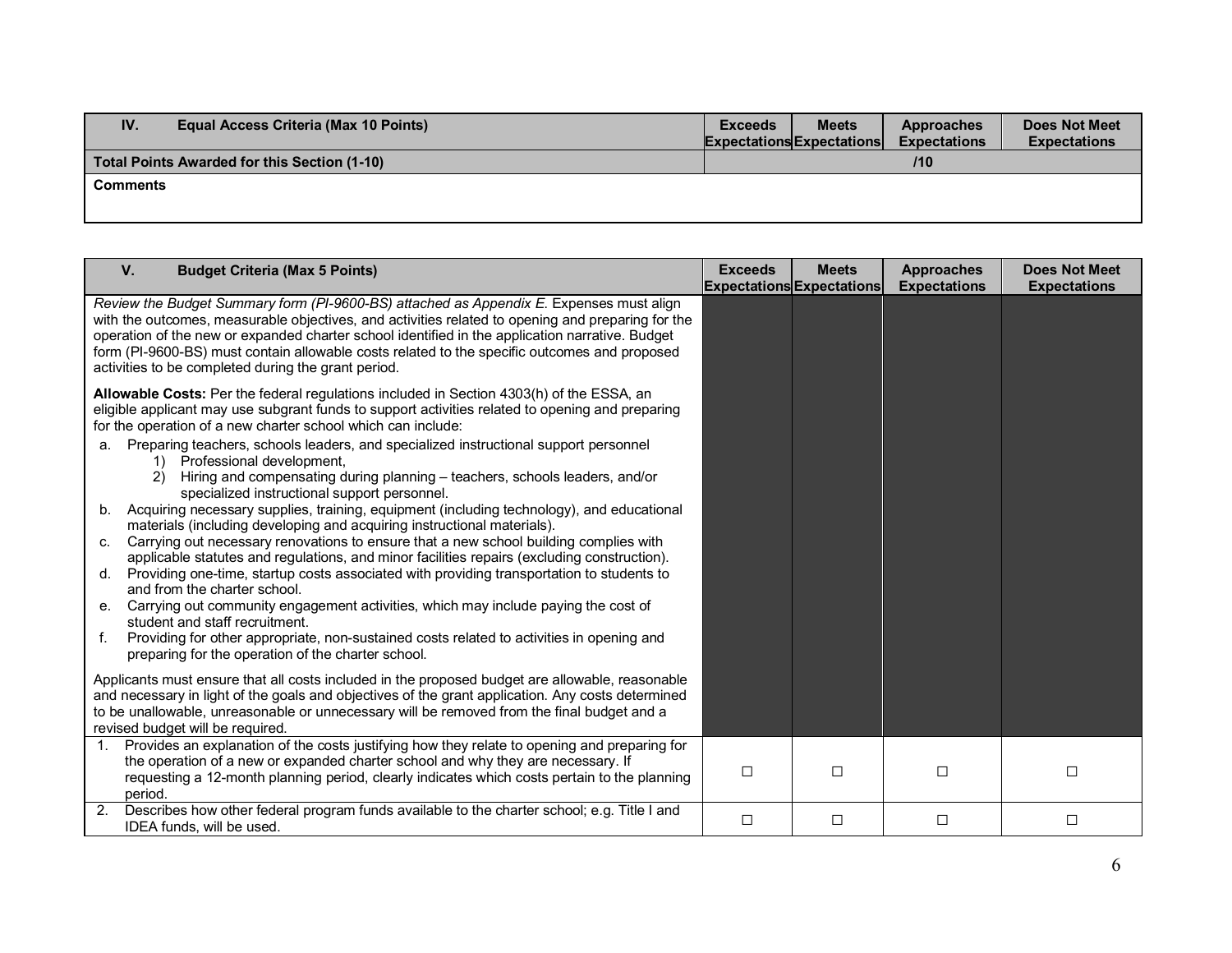| IV. Equal Access Criteria (Max 10 Points) | Exceeds Expectations | Meets Expectations | Approaches Expectations | Does Not Meet Expectations |
|---|---|---|---|---|
| **Total Points Awarded for this Section (1-10)** | | **/10** | | |
| **Comments** | | | | |

| V. Budget Criteria (Max 5 Points) | Exceeds Expectations | Meets Expectations | Approaches Expectations | Does Not Meet Expectations |
|---|---|---|---|---|
| *Review the Budget Summary form (PI-9600-BS) attached as Appendix E*. Expenses must align with the outcomes, measurable objectives, and activities related to opening and preparing for the operation of the new or expanded charter school identified in the application narrative. Budget form (PI-9600-BS) must contain allowable costs related to the specific outcomes and proposed activities to be completed during the grant period. **Allowable Costs:** Per the federal regulations included in Section 4303(h) of the ESSA, an eligible applicant may use subgrant funds to support activities related to opening and preparing for the operation of a new charter school which can include: a. Preparing teachers, schools leaders, and specialized instructional support personnel 1) Professional development, 2) Hiring and compensating during planning – teachers, schools leaders, and/or specialized instructional support personnel. b. Acquiring necessary supplies, training, equipment (including technology), and educational materials (including developing and acquiring instructional materials). c. Carrying out necessary renovations to ensure that a new school building complies with applicable statutes and regulations, and minor facilities repairs (excluding construction). d. Providing one-time, startup costs associated with providing transportation to students to and from the charter school. e. Carrying out community engagement activities, which may include paying the cost of student and staff recruitment. f. Providing for other appropriate, non-sustained costs related to activities in opening and preparing for the operation of the charter school. Applicants must ensure that all costs included in the proposed budget are allowable, reasonable and necessary in light of the goals and objectives of the grant application. Any costs determined to be unallowable, unreasonable or unnecessary will be removed from the final budget and a revised budget will be required. | | | | |
| 1. Provides an explanation of the costs justifying how they relate to opening and preparing for the operation of a new or expanded charter school and why they are necessary. If requesting a 12-month planning period, clearly indicates which costs pertain to the planning period. | ☐ | ☐ | ☐ | ☐ |
| 2. Describes how other federal program funds available to the charter school; e.g. Title I and IDEA funds, will be used. | ☐ | ☐ | ☐ | ☐ |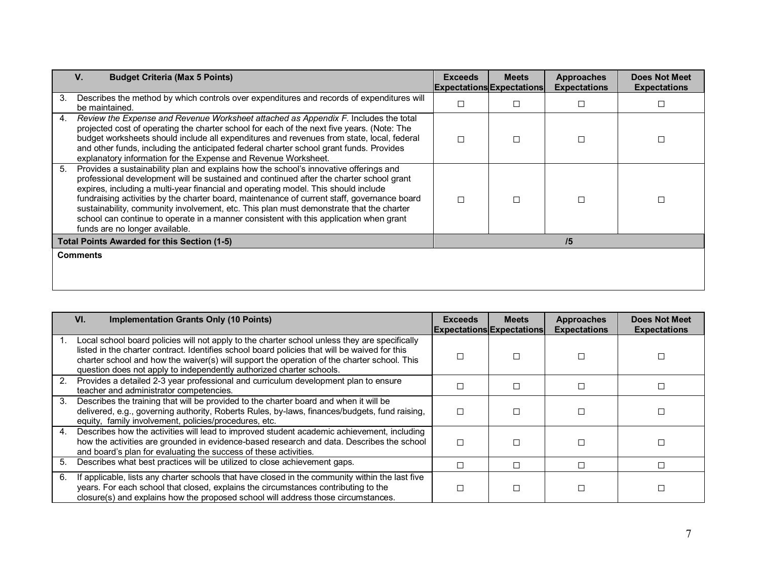| V. Budget Criteria (Max 5 Points) | Exceeds Expectations | Meets Expectations | Approaches Expectations | Does Not Meet Expectations |
|---|---|---|---|---|
| 3. Describes the method by which controls over expenditures and records of expenditures will be maintained. | ☐ | ☐ | ☐ | ☐ |
| 4. *Review the Expense and Revenue Worksheet attached as Appendix F.* Includes the total projected cost of operating the charter school for each of the next five years. (Note: The budget worksheets should include all expenditures and revenues from state, local, federal and other funds, including the anticipated federal charter school grant funds. Provides explanatory information for the Expense and Revenue Worksheet. | ☐ | ☐ | ☐ | ☐ |
| 5. Provides a sustainability plan and explains how the school's innovative offerings and professional development will be sustained and continued after the charter school grant expires, including a multi-year financial and operating model. This should include fundraising activities by the charter board, maintenance of current staff, governance board sustainability, community involvement, etc. This plan must demonstrate that the charter school can continue to operate in a manner consistent with this application when grant funds are no longer available. | ☐ | ☐ | ☐ | ☐ |
| **Total Points Awarded for this Section (1-5)** | | **/5** | | |
| **Comments** | | | | |

| VI. Implementation Grants Only (10 Points) | Exceeds Expectations | Meets Expectations | Approaches Expectations | Does Not Meet Expectations |
|---|---|---|---|---|
| 1. Local school board policies will not apply to the charter school unless they are specifically listed in the charter contract. Identifies school board policies that will be waived for this charter school and how the waiver(s) will support the operation of the charter school. This question does not apply to independently authorized charter schools. | ☐ | ☐ | ☐ | ☐ |
| 2. Provides a detailed 2-3 year professional and curriculum development plan to ensure teacher and administrator competencies. | ☐ | ☐ | ☐ | ☐ |
| 3. Describes the training that will be provided to the charter board and when it will be delivered, e.g., governing authority, Roberts Rules, by-laws, finances/budgets, fund raising, equity, family involvement, policies/procedures, etc. | ☐ | ☐ | ☐ | ☐ |
| 4. Describes how the activities will lead to improved student academic achievement, including how the activities are grounded in evidence-based research and data. Describes the school and board's plan for evaluating the success of these activities. | ☐ | ☐ | ☐ | ☐ |
| 5. Describes what best practices will be utilized to close achievement gaps. | ☐ | ☐ | ☐ | ☐ |
| 6. If applicable, lists any charter schools that have closed in the community within the last five years. For each school that closed, explains the circumstances contributing to the closure(s) and explains how the proposed school will address those circumstances. | ☐ | ☐ | ☐ | ☐ |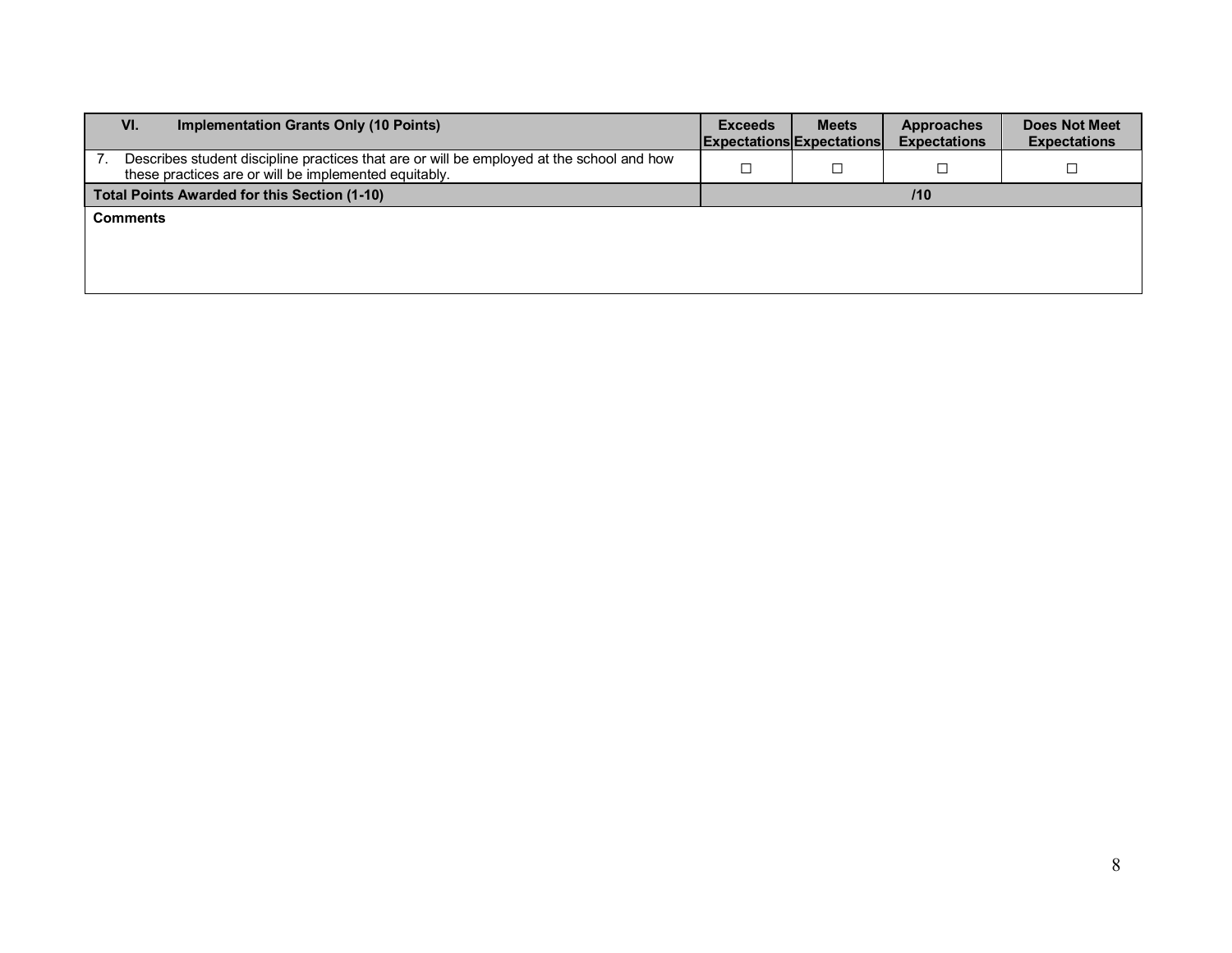| VI. Implementation Grants Only (10 Points) | Exceeds Expectations | Meets Expectations | Approaches Expectations | Does Not Meet Expectations |
|---|---|---|---|---|
| 7. Describes student discipline practices that are or will be employed at the school and how these practices are or will be implemented equitably. | ☐ | ☐ | ☐ | ☐ |
| **Total Points Awarded for this Section (1-10)** | **/10** | | | |
| **Comments** | | | | |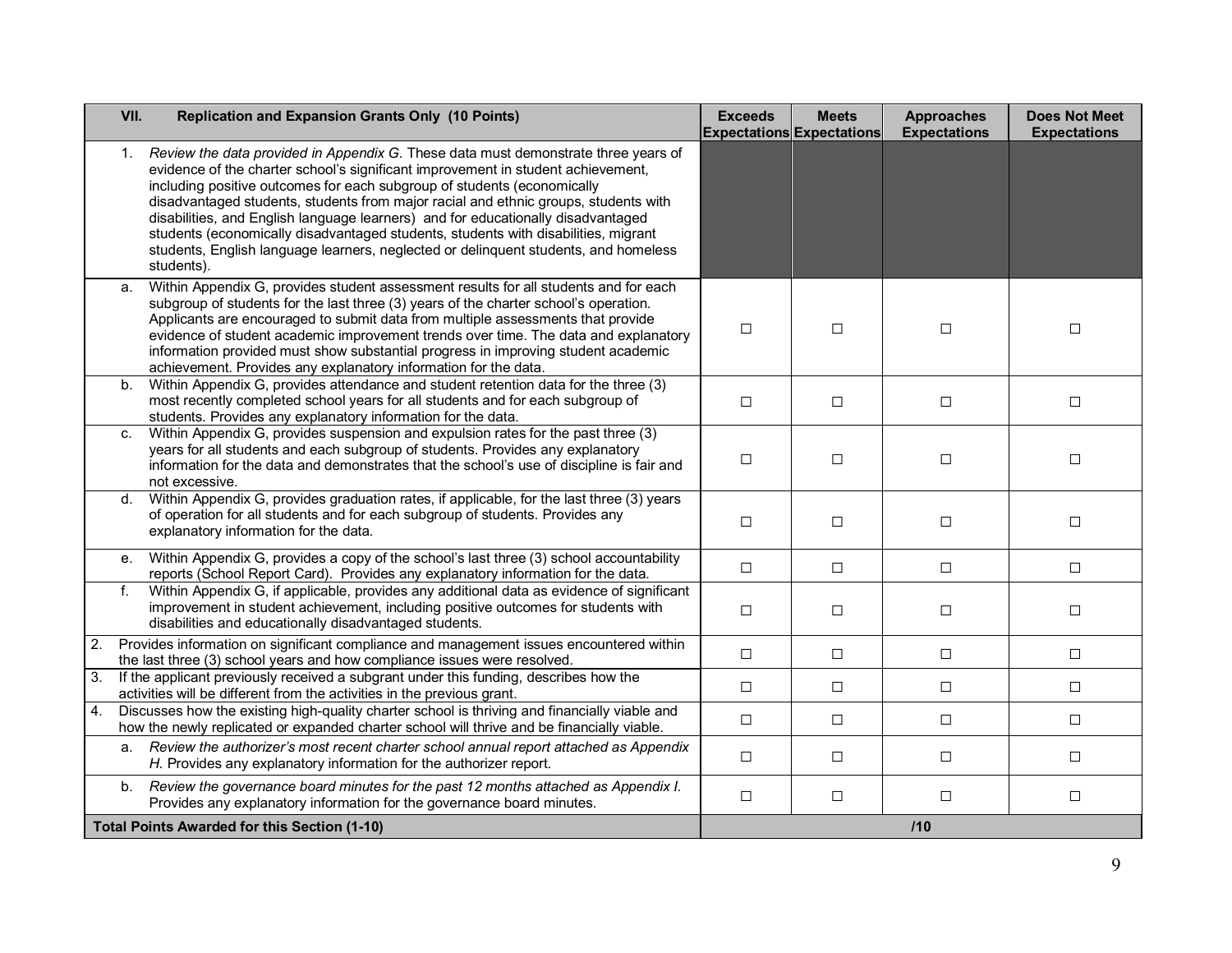| VII. Replication and Expansion Grants Only (10 Points) | Exceeds Expectations | Meets Expectations | Approaches Expectations | Does Not Meet Expectations |
|---|---|---|---|---|
| 1. *Review the data provided in Appendix G.* These data must demonstrate three years of evidence of the charter school's significant improvement in student achievement, including positive outcomes for each subgroup of students (economically disadvantaged students, students from major racial and ethnic groups, students with disabilities, and English language learners) and for educationally disadvantaged students (economically disadvantaged students, students with disabilities, migrant students, English language learners, neglected or delinquent students, and homeless students). | | | | |
| a. Within Appendix G, provides student assessment results for all students and for each subgroup of students for the last three (3) years of the charter school's operation. Applicants are encouraged to submit data from multiple assessments that provide evidence of student academic improvement trends over time. The data and explanatory information provided must show substantial progress in improving student academic achievement. Provides any explanatory information for the data. | ☐ | ☐ | ☐ | ☐ |
| b. Within Appendix G, provides attendance and student retention data for the three (3) most recently completed school years for all students and for each subgroup of students. Provides any explanatory information for the data. | ☐ | ☐ | ☐ | ☐ |
| c. Within Appendix G, provides suspension and expulsion rates for the past three (3) years for all students and each subgroup of students. Provides any explanatory information for the data and demonstrates that the school's use of discipline is fair and not excessive. | ☐ | ☐ | ☐ | ☐ |
| d. Within Appendix G, provides graduation rates, if applicable, for the last three (3) years of operation for all students and for each subgroup of students. Provides any explanatory information for the data. | ☐ | ☐ | ☐ | ☐ |
| e. Within Appendix G, provides a copy of the school's last three (3) school accountability reports (School Report Card). Provides any explanatory information for the data. | ☐ | ☐ | ☐ | ☐ |
| f. Within Appendix G, if applicable, provides any additional data as evidence of significant improvement in student achievement, including positive outcomes for students with disabilities and educationally disadvantaged students. | ☐ | ☐ | ☐ | ☐ |
| 2. Provides information on significant compliance and management issues encountered within the last three (3) school years and how compliance issues were resolved. | ☐ | ☐ | ☐ | ☐ |
| 3. If the applicant previously received a subgrant under this funding, describes how the activities will be different from the activities in the previous grant. | ☐ | ☐ | ☐ | ☐ |
| 4. Discusses how the existing high-quality charter school is thriving and financially viable and how the newly replicated or expanded charter school will thrive and be financially viable. | ☐ | ☐ | ☐ | ☐ |
| a. *Review the authorizer's most recent charter school annual report attached as Appendix H.* Provides any explanatory information for the authorizer report. | ☐ | ☐ | ☐ | ☐ |
| b. *Review the governance board minutes for the past 12 months attached as Appendix I.* Provides any explanatory information for the governance board minutes. | ☐ | ☐ | ☐ | ☐ |
| **Total Points Awarded for this Section (1-10)** | **/10** | | | |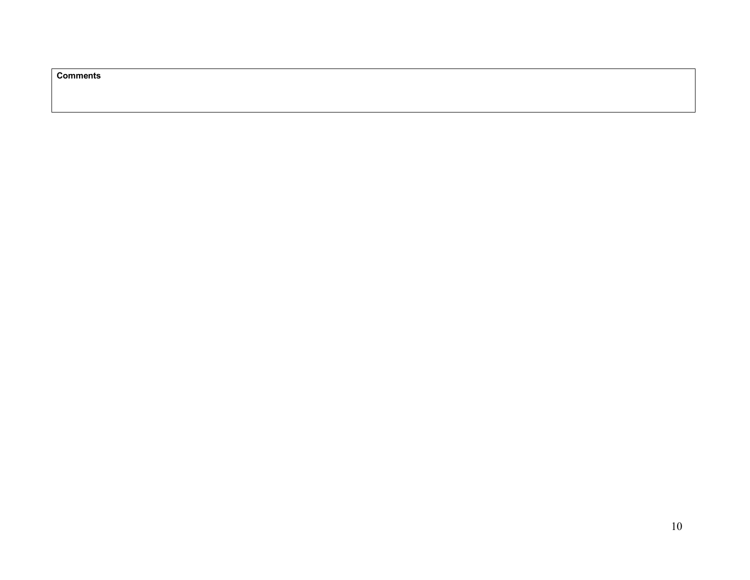| **Comments** |
| --- |
| |